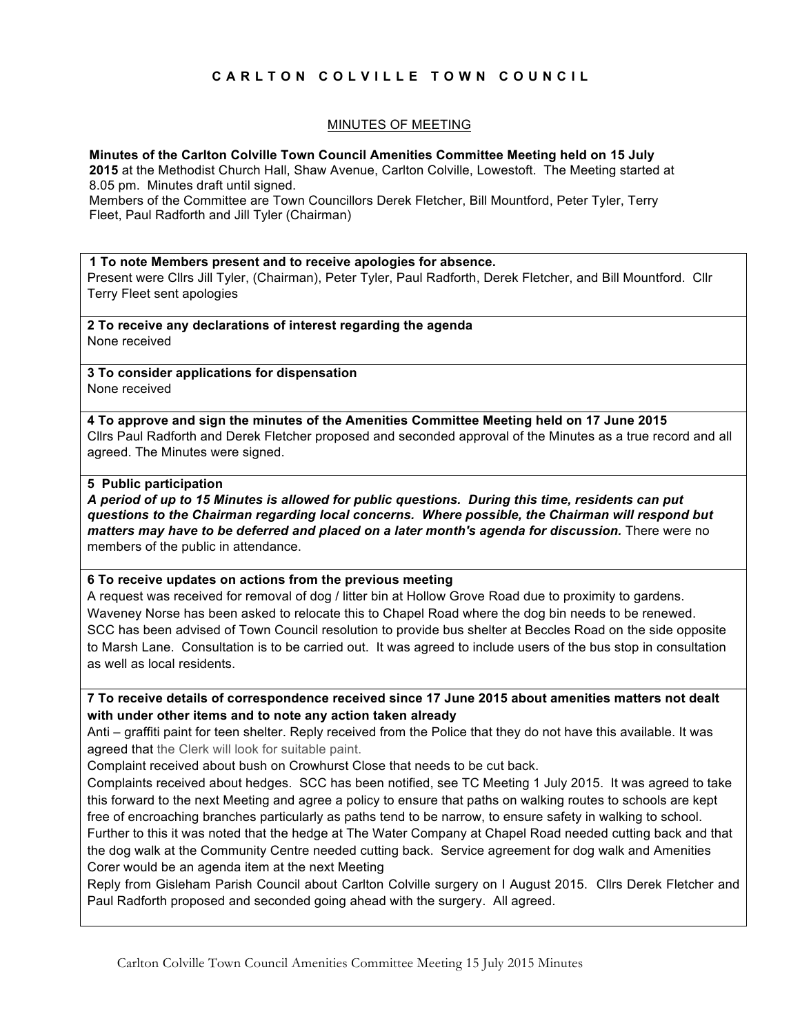# C A R L T O N   C O L V I L L E   T O W N   C O U N C I L

## MINUTES OF MEETING

**Minutes of the Carlton Colville Town Council Amenities Committee Meeting held on 15 July 2015** at the Methodist Church Hall, Shaw Avenue, Carlton Colville, Lowestoft. The Meeting started at 8.05 pm. Minutes draft until signed.
Members of the Committee are Town Councillors Derek Fletcher, Bill Mountford, Peter Tyler, Terry Fleet, Paul Radforth and Jill Tyler (Chairman)

**1 To note Members present and to receive apologies for absence.**
Present were Cllrs Jill Tyler, (Chairman), Peter Tyler, Paul Radforth, Derek Fletcher, and Bill Mountford. Cllr Terry Fleet sent apologies

**2 To receive any declarations of interest regarding the agenda**
None received

**3 To consider applications for dispensation**
None received

**4 To approve and sign the minutes of the Amenities Committee Meeting held on 17 June 2015**
Cllrs Paul Radforth and Derek Fletcher proposed and seconded approval of the Minutes as a true record and all agreed. The Minutes were signed.

**5 Public participation**
***A period of up to 15 Minutes is allowed for public questions. During this time, residents can put questions to the Chairman regarding local concerns. Where possible, the Chairman will respond but matters may have to be deferred and placed on a later month's agenda for discussion.*** There were no members of the public in attendance.

**6 To receive updates on actions from the previous meeting**
A request was received for removal of dog / litter bin at Hollow Grove Road due to proximity to gardens. Waveney Norse has been asked to relocate this to Chapel Road where the dog bin needs to be renewed.
SCC has been advised of Town Council resolution to provide bus shelter at Beccles Road on the side opposite to Marsh Lane. Consultation is to be carried out. It was agreed to include users of the bus stop in consultation as well as local residents.

**7 To receive details of correspondence received since 17 June 2015 about amenities matters not dealt with under other items and to note any action taken already**
Anti – graffiti paint for teen shelter. Reply received from the Police that they do not have this available. It was agreed that the Clerk will look for suitable paint.
Complaint received about bush on Crowhurst Close that needs to be cut back.
Complaints received about hedges. SCC has been notified, see TC Meeting 1 July 2015. It was agreed to take this forward to the next Meeting and agree a policy to ensure that paths on walking routes to schools are kept free of encroaching branches particularly as paths tend to be narrow, to ensure safety in walking to school.
Further to this it was noted that the hedge at The Water Company at Chapel Road needed cutting back and that the dog walk at the Community Centre needed cutting back. Service agreement for dog walk and Amenities Corer would be an agenda item at the next Meeting
Reply from Gisleham Parish Council about Carlton Colville surgery on I August 2015. Cllrs Derek Fletcher and Paul Radforth proposed and seconded going ahead with the surgery. All agreed.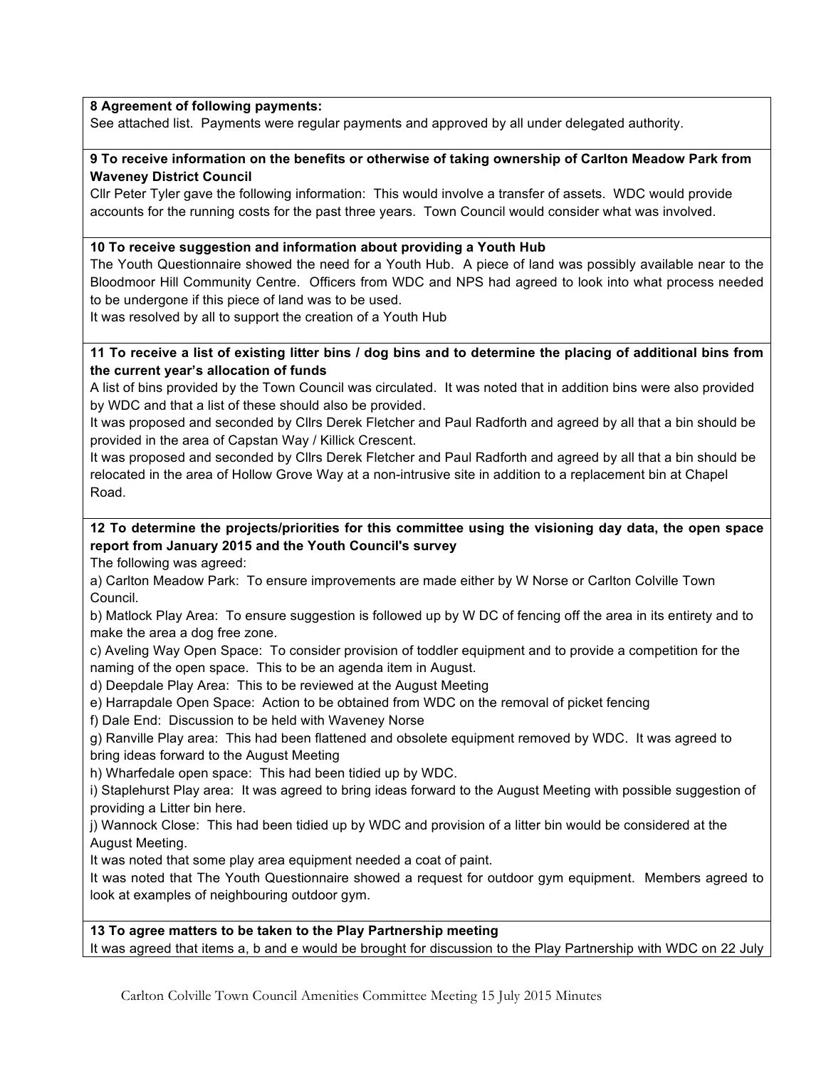**8 Agreement of following payments:**

See attached list. Payments were regular payments and approved by all under delegated authority.

**9 To receive information on the benefits or otherwise of taking ownership of Carlton Meadow Park from Waveney District Council**

Cllr Peter Tyler gave the following information: This would involve a transfer of assets. WDC would provide accounts for the running costs for the past three years. Town Council would consider what was involved.

**10 To receive suggestion and information about providing a Youth Hub**

The Youth Questionnaire showed the need for a Youth Hub. A piece of land was possibly available near to the Bloodmoor Hill Community Centre. Officers from WDC and NPS had agreed to look into what process needed to be undergone if this piece of land was to be used.

It was resolved by all to support the creation of a Youth Hub

**11 To receive a list of existing litter bins / dog bins and to determine the placing of additional bins from the current year's allocation of funds**

A list of bins provided by the Town Council was circulated. It was noted that in addition bins were also provided by WDC and that a list of these should also be provided.

It was proposed and seconded by Cllrs Derek Fletcher and Paul Radforth and agreed by all that a bin should be provided in the area of Capstan Way / Killick Crescent.

It was proposed and seconded by Cllrs Derek Fletcher and Paul Radforth and agreed by all that a bin should be relocated in the area of Hollow Grove Way at a non-intrusive site in addition to a replacement bin at Chapel Road.

**12 To determine the projects/priorities for this committee using the visioning day data, the open space report from January 2015 and the Youth Council's survey**

The following was agreed:

a) Carlton Meadow Park: To ensure improvements are made either by W Norse or Carlton Colville Town Council.

b) Matlock Play Area: To ensure suggestion is followed up by W DC of fencing off the area in its entirety and to make the area a dog free zone.

c) Aveling Way Open Space: To consider provision of toddler equipment and to provide a competition for the naming of the open space. This to be an agenda item in August.

d) Deepdale Play Area: This to be reviewed at the August Meeting

e) Harrapdale Open Space: Action to be obtained from WDC on the removal of picket fencing

f) Dale End: Discussion to be held with Waveney Norse

g) Ranville Play area: This had been flattened and obsolete equipment removed by WDC. It was agreed to bring ideas forward to the August Meeting

h) Wharfedale open space: This had been tidied up by WDC.

i) Staplehurst Play area: It was agreed to bring ideas forward to the August Meeting with possible suggestion of providing a Litter bin here.

j) Wannock Close: This had been tidied up by WDC and provision of a litter bin would be considered at the August Meeting.

It was noted that some play area equipment needed a coat of paint.

It was noted that The Youth Questionnaire showed a request for outdoor gym equipment. Members agreed to look at examples of neighbouring outdoor gym.

**13 To agree matters to be taken to the Play Partnership meeting**

It was agreed that items a, b and e would be brought for discussion to the Play Partnership with WDC on 22 July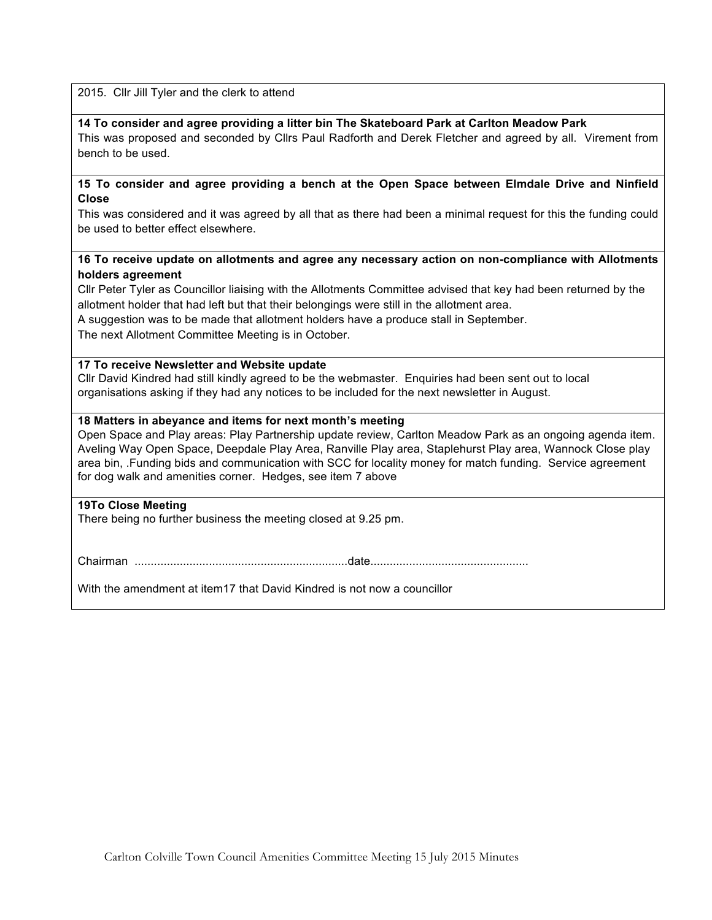2015. Cllr Jill Tyler and the clerk to attend

**14 To consider and agree providing a litter bin The Skateboard Park at Carlton Meadow Park**

This was proposed and seconded by Cllrs Paul Radforth and Derek Fletcher and agreed by all. Virement from bench to be used.

**15 To consider and agree providing a bench at the Open Space between Elmdale Drive and Ninfield Close**

This was considered and it was agreed by all that as there had been a minimal request for this the funding could be used to better effect elsewhere.

**16 To receive update on allotments and agree any necessary action on non-compliance with Allotments holders agreement**

Cllr Peter Tyler as Councillor liaising with the Allotments Committee advised that key had been returned by the allotment holder that had left but that their belongings were still in the allotment area.

A suggestion was to be made that allotment holders have a produce stall in September.

The next Allotment Committee Meeting is in October.

**17 To receive Newsletter and Website update**

Cllr David Kindred had still kindly agreed to be the webmaster. Enquiries had been sent out to local organisations asking if they had any notices to be included for the next newsletter in August.

**18 Matters in abeyance and items for next month's meeting**

Open Space and Play areas: Play Partnership update review, Carlton Meadow Park as an ongoing agenda item. Aveling Way Open Space, Deepdale Play Area, Ranville Play area, Staplehurst Play area, Wannock Close play area bin, .Funding bids and communication with SCC for locality money for match funding. Service agreement for dog walk and amenities corner. Hedges, see item 7 above

**19To Close Meeting**

There being no further business the meeting closed at 9.25 pm.

Chairman .................................................................date................................................

With the amendment at item17 that David Kindred is not now a councillor